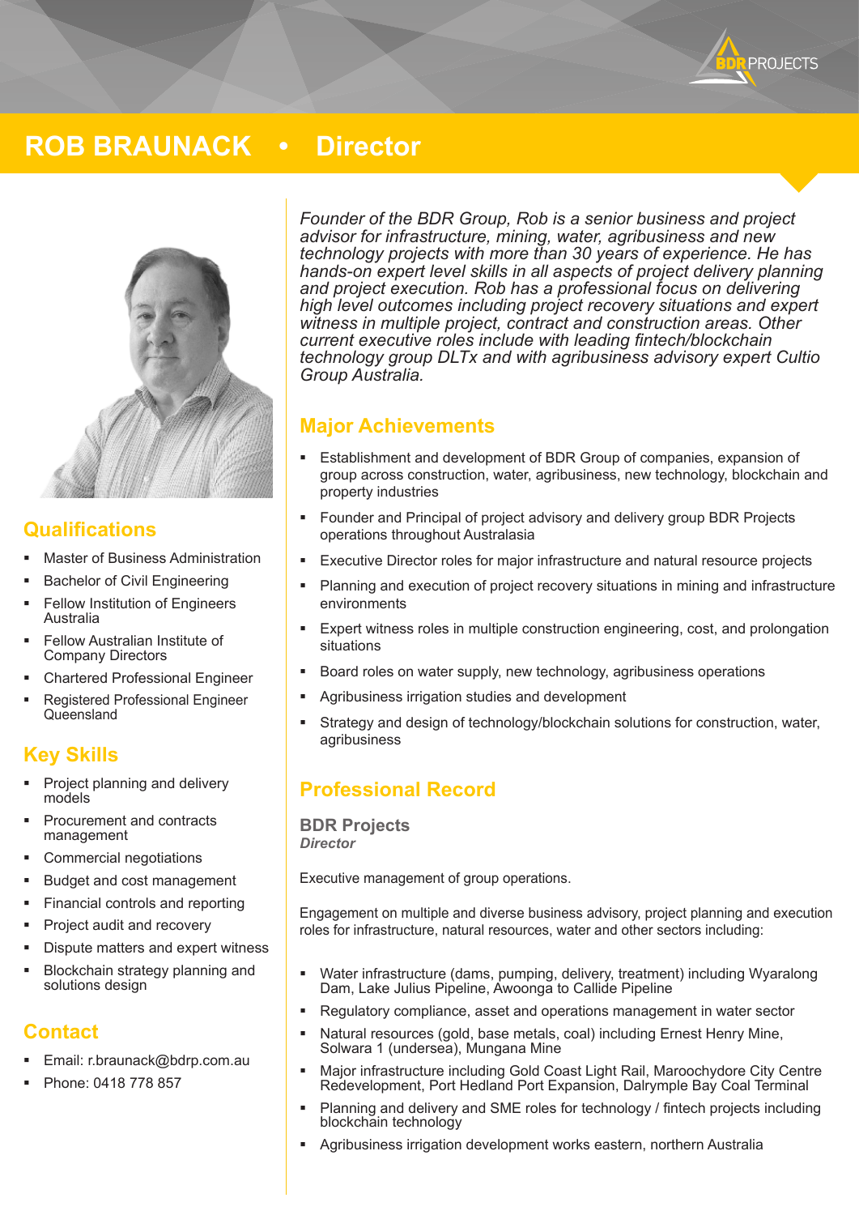# ROB BRAUNACK • Director

*Founder of the BDR Group, Rob is a senior business and project advisor for infrastructure, mining, water, agribusiness and new technology projects with more than 30 years of experience. He has hands-on expert level skills in all aspects of project delivery planning and project execution. Rob has a professional focus on delivering high level outcomes including project recovery situations and expert witness in multiple project, contract and construction areas. Other current executive roles include with leading fintech/blockchain technology group DLTx and with agribusiness advisory expert Cultio Group Australia.*

## Qualifications

- Master of Business Administration
- Bachelor of Civil Engineering
- Fellow Institution of Engineers Australia
- Fellow Australian Institute of Company Directors
- Chartered Professional Engineer
- Registered Professional Engineer Queensland

## Key Skills

- Project planning and delivery models
- Procurement and contracts management
- Commercial negotiations
- Budget and cost management
- Financial controls and reporting
- Project audit and recovery
- Dispute matters and expert witness
- Blockchain strategy planning and solutions design

## Contact

- Email: r.braunack@bdrp.com.au
- Phone: 0418 778 857

## Major Achievements

- Establishment and development of BDR Group of companies, expansion of group across construction, water, agribusiness, new technology, blockchain and property industries
- Founder and Principal of project advisory and delivery group BDR Projects operations throughout Australasia
- Executive Director roles for major infrastructure and natural resource projects
- Planning and execution of project recovery situations in mining and infrastructure environments
- Expert witness roles in multiple construction engineering, cost, and prolongation situations
- Board roles on water supply, new technology, agribusiness operations
- Agribusiness irrigation studies and development
- Strategy and design of technology/blockchain solutions for construction, water, agribusiness

## Professional Record

### BDR Projects

***Director***

Executive management of group operations.

Engagement on multiple and diverse business advisory, project planning and execution roles for infrastructure, natural resources, water and other sectors including:

- Water infrastructure (dams, pumping, delivery, treatment) including Wyaralong Dam, Lake Julius Pipeline, Awoonga to Callide Pipeline
- Regulatory compliance, asset and operations management in water sector
- Natural resources (gold, base metals, coal) including Ernest Henry Mine, Solwara 1 (undersea), Mungana Mine
- Major infrastructure including Gold Coast Light Rail, Maroochydore City Centre Redevelopment, Port Hedland Port Expansion, Dalrymple Bay Coal Terminal
- Planning and delivery and SME roles for technology / fintech projects including blockchain technology
- Agribusiness irrigation development works eastern, northern Australia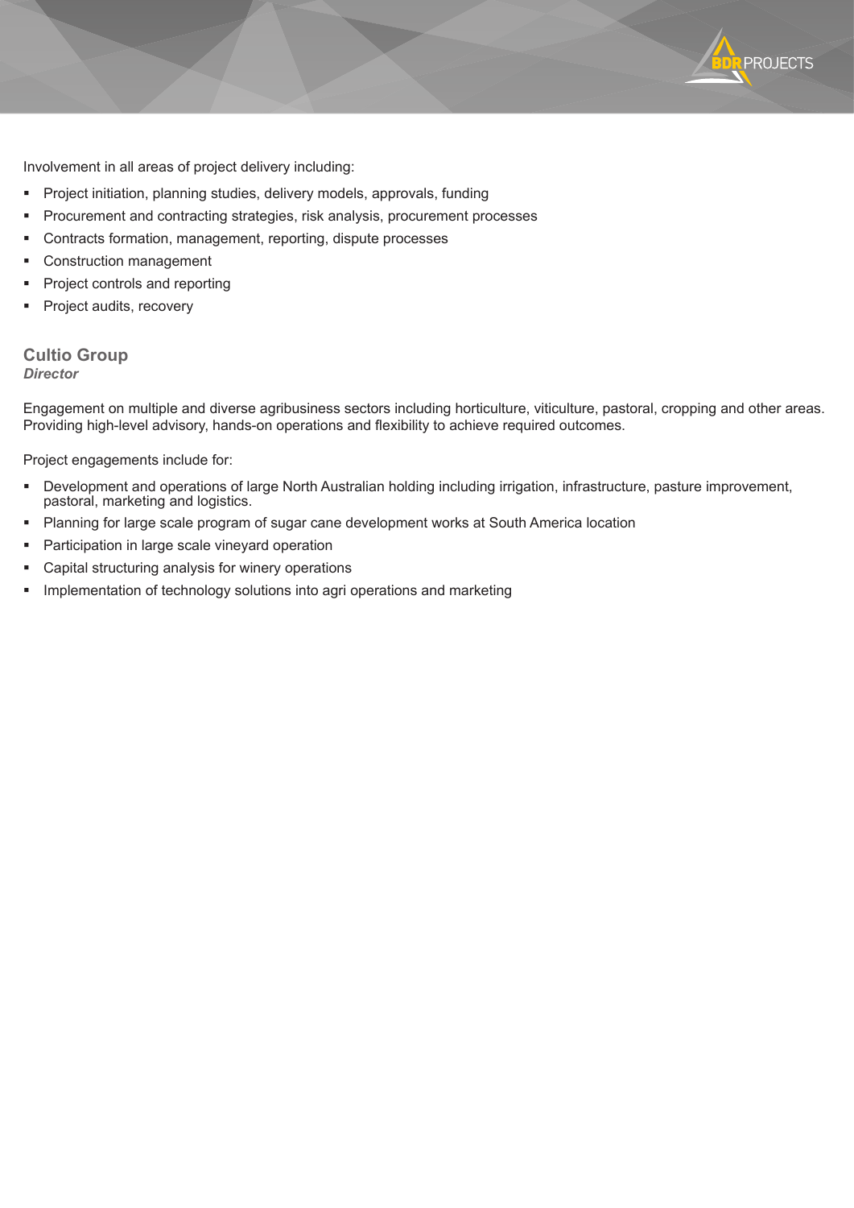Involvement in all areas of project delivery including:

- Project initiation, planning studies, delivery models, approvals, funding
- Procurement and contracting strategies, risk analysis, procurement processes
- Contracts formation, management, reporting, dispute processes
- Construction management
- Project controls and reporting
- Project audits, recovery

### Cultio Group

***Director***

Engagement on multiple and diverse agribusiness sectors including horticulture, viticulture, pastoral, cropping and other areas. Providing high-level advisory, hands-on operations and flexibility to achieve required outcomes.

Project engagements include for:

- Development and operations of large North Australian holding including irrigation, infrastructure, pasture improvement, pastoral, marketing and logistics.
- Planning for large scale program of sugar cane development works at South America location
- Participation in large scale vineyard operation
- Capital structuring analysis for winery operations
- Implementation of technology solutions into agri operations and marketing